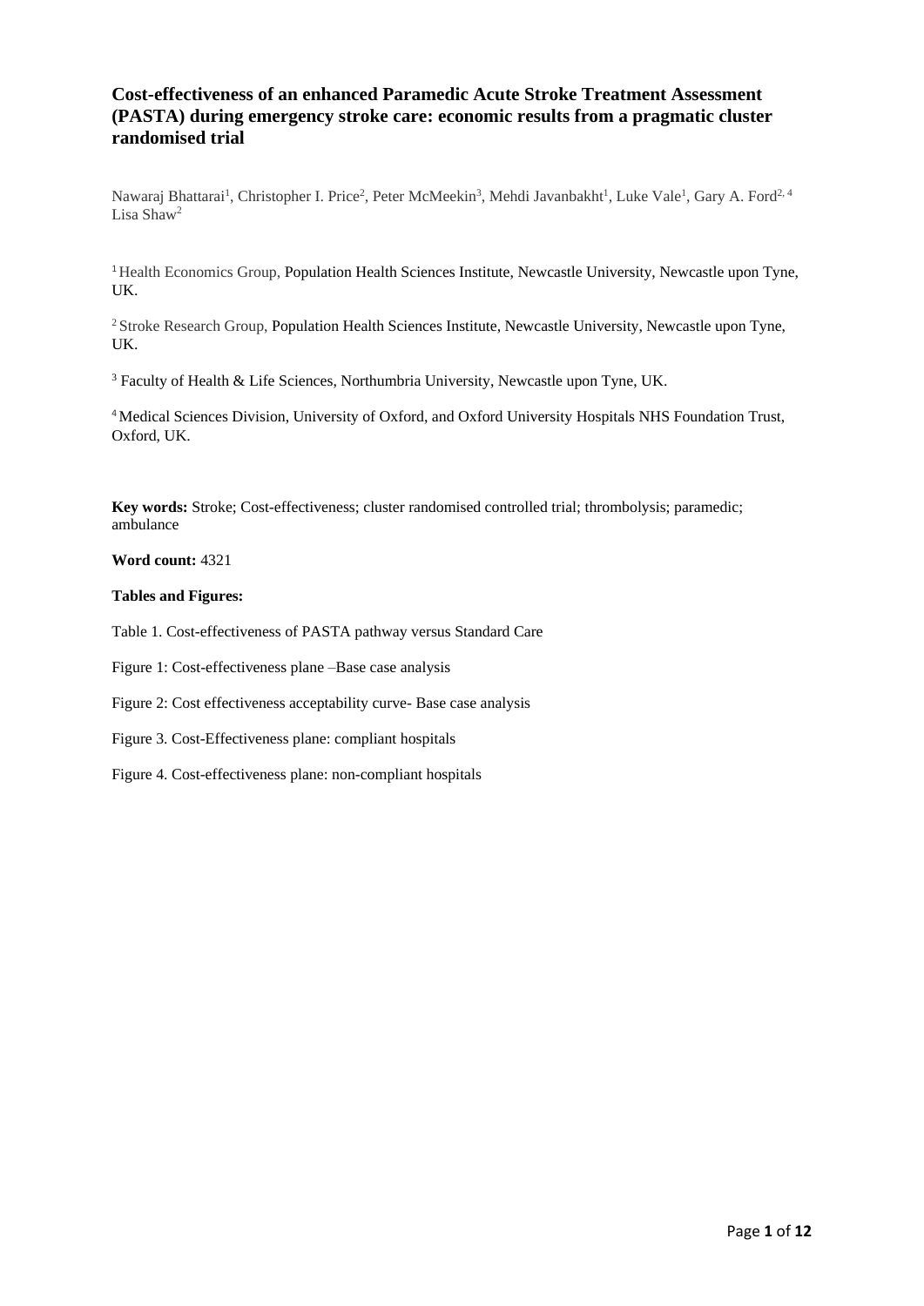# Cost-effectiveness of an enhanced Paramedic Acute Stroke Treatment Assessment (PASTA) during emergency stroke care: economic results from a pragmatic cluster randomised trial

Nawaraj Bhattarai[1], Christopher I. Price[2], Peter McMeekin[3], Mehdi Javanbakht[1], Luke Vale[1], Gary A. Ford[2, 4] Lisa Shaw[2]

[1] Health Economics Group, Population Health Sciences Institute, Newcastle University, Newcastle upon Tyne, UK.

[2] Stroke Research Group, Population Health Sciences Institute, Newcastle University, Newcastle upon Tyne, UK.

[3] Faculty of Health & Life Sciences, Northumbria University, Newcastle upon Tyne, UK.

[4] Medical Sciences Division, University of Oxford, and Oxford University Hospitals NHS Foundation Trust, Oxford, UK.

**Key words:** Stroke; Cost-effectiveness; cluster randomised controlled trial; thrombolysis; paramedic; ambulance

**Word count:** 4321

**Tables and Figures:**

Table 1. Cost-effectiveness of PASTA pathway versus Standard Care

Figure 1: Cost-effectiveness plane –Base case analysis

Figure 2: Cost effectiveness acceptability curve- Base case analysis

Figure 3. Cost-Effectiveness plane: compliant hospitals

Figure 4. Cost-effectiveness plane: non-compliant hospitals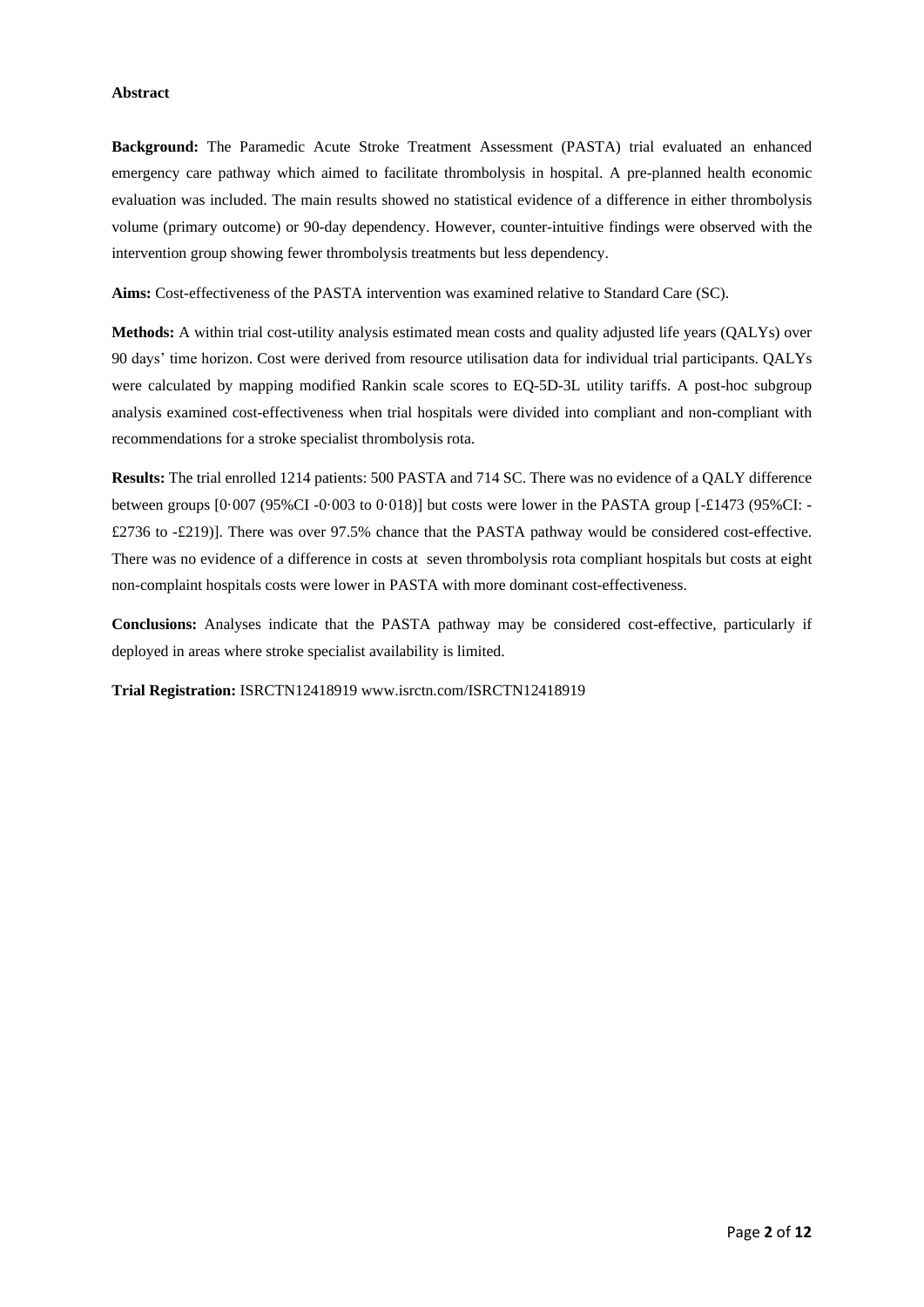**Abstract**

**Background:** The Paramedic Acute Stroke Treatment Assessment (PASTA) trial evaluated an enhanced emergency care pathway which aimed to facilitate thrombolysis in hospital. A pre-planned health economic evaluation was included. The main results showed no statistical evidence of a difference in either thrombolysis volume (primary outcome) or 90-day dependency. However, counter-intuitive findings were observed with the intervention group showing fewer thrombolysis treatments but less dependency.

**Aims:** Cost-effectiveness of the PASTA intervention was examined relative to Standard Care (SC).

**Methods:** A within trial cost-utility analysis estimated mean costs and quality adjusted life years (QALYs) over 90 days' time horizon. Cost were derived from resource utilisation data for individual trial participants. QALYs were calculated by mapping modified Rankin scale scores to EQ-5D-3L utility tariffs. A post-hoc subgroup analysis examined cost-effectiveness when trial hospitals were divided into compliant and non-compliant with recommendations for a stroke specialist thrombolysis rota.

**Results:** The trial enrolled 1214 patients: 500 PASTA and 714 SC. There was no evidence of a QALY difference between groups [0·007 (95%CI -0·003 to 0·018)] but costs were lower in the PASTA group [-£1473 (95%CI: -£2736 to -£219)]. There was over 97.5% chance that the PASTA pathway would be considered cost-effective. There was no evidence of a difference in costs at seven thrombolysis rota compliant hospitals but costs at eight non-complaint hospitals costs were lower in PASTA with more dominant cost-effectiveness.

**Conclusions:** Analyses indicate that the PASTA pathway may be considered cost-effective, particularly if deployed in areas where stroke specialist availability is limited.

**Trial Registration:** ISRCTN12418919 www.isrctn.com/ISRCTN12418919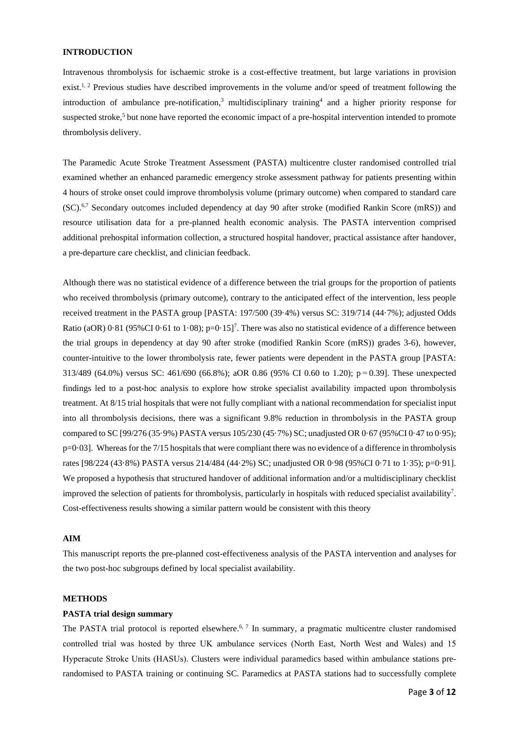**INTRODUCTION**

Intravenous thrombolysis for ischaemic stroke is a cost-effective treatment, but large variations in provision exist.[1, 2] Previous studies have described improvements in the volume and/or speed of treatment following the introduction of ambulance pre-notification,[3] multidisciplinary training[4] and a higher priority response for suspected stroke,[5] but none have reported the economic impact of a pre-hospital intervention intended to promote thrombolysis delivery.

The Paramedic Acute Stroke Treatment Assessment (PASTA) multicentre cluster randomised controlled trial examined whether an enhanced paramedic emergency stroke assessment pathway for patients presenting within 4 hours of stroke onset could improve thrombolysis volume (primary outcome) when compared to standard care (SC).[6,7] Secondary outcomes included dependency at day 90 after stroke (modified Rankin Score (mRS)) and resource utilisation data for a pre-planned health economic analysis. The PASTA intervention comprised additional prehospital information collection, a structured hospital handover, practical assistance after handover, a pre-departure care checklist, and clinician feedback.

Although there was no statistical evidence of a difference between the trial groups for the proportion of patients who received thrombolysis (primary outcome), contrary to the anticipated effect of the intervention, less people received treatment in the PASTA group [PASTA: 197/500 (39·4%) versus SC: 319/714 (44·7%); adjusted Odds Ratio (aOR) 0·81 (95%CI 0·61 to 1·08); p=0·15][7]. There was also no statistical evidence of a difference between the trial groups in dependency at day 90 after stroke (modified Rankin Score (mRS)) grades 3-6), however, counter-intuitive to the lower thrombolysis rate, fewer patients were dependent in the PASTA group [PASTA: 313/489 (64.0%) versus SC: 461/690 (66.8%); aOR 0.86 (95% CI 0.60 to 1.20); p = 0.39]. These unexpected findings led to a post-hoc analysis to explore how stroke specialist availability impacted upon thrombolysis treatment. At 8/15 trial hospitals that were not fully compliant with a national recommendation for specialist input into all thrombolysis decisions, there was a significant 9.8% reduction in thrombolysis in the PASTA group compared to SC [99/276 (35·9%) PASTA versus 105/230 (45·7%) SC; unadjusted OR 0·67 (95%CI 0·47 to 0·95); p=0·03]. Whereas for the 7/15 hospitals that were compliant there was no evidence of a difference in thrombolysis rates [98/224 (43·8%) PASTA versus 214/484 (44·2%) SC; unadjusted OR 0·98 (95%CI 0·71 to 1·35); p=0·91]. We proposed a hypothesis that structured handover of additional information and/or a multidisciplinary checklist improved the selection of patients for thrombolysis, particularly in hospitals with reduced specialist availability[7]. Cost-effectiveness results showing a similar pattern would be consistent with this theory

**AIM**

This manuscript reports the pre-planned cost-effectiveness analysis of the PASTA intervention and analyses for the two post-hoc subgroups defined by local specialist availability.

**METHODS**

**PASTA trial design summary**

The PASTA trial protocol is reported elsewhere.[6, 7] In summary, a pragmatic multicentre cluster randomised controlled trial was hosted by three UK ambulance services (North East, North West and Wales) and 15 Hyperacute Stroke Units (HASUs). Clusters were individual paramedics based within ambulance stations pre-randomised to PASTA training or continuing SC. Paramedics at PASTA stations had to successfully complete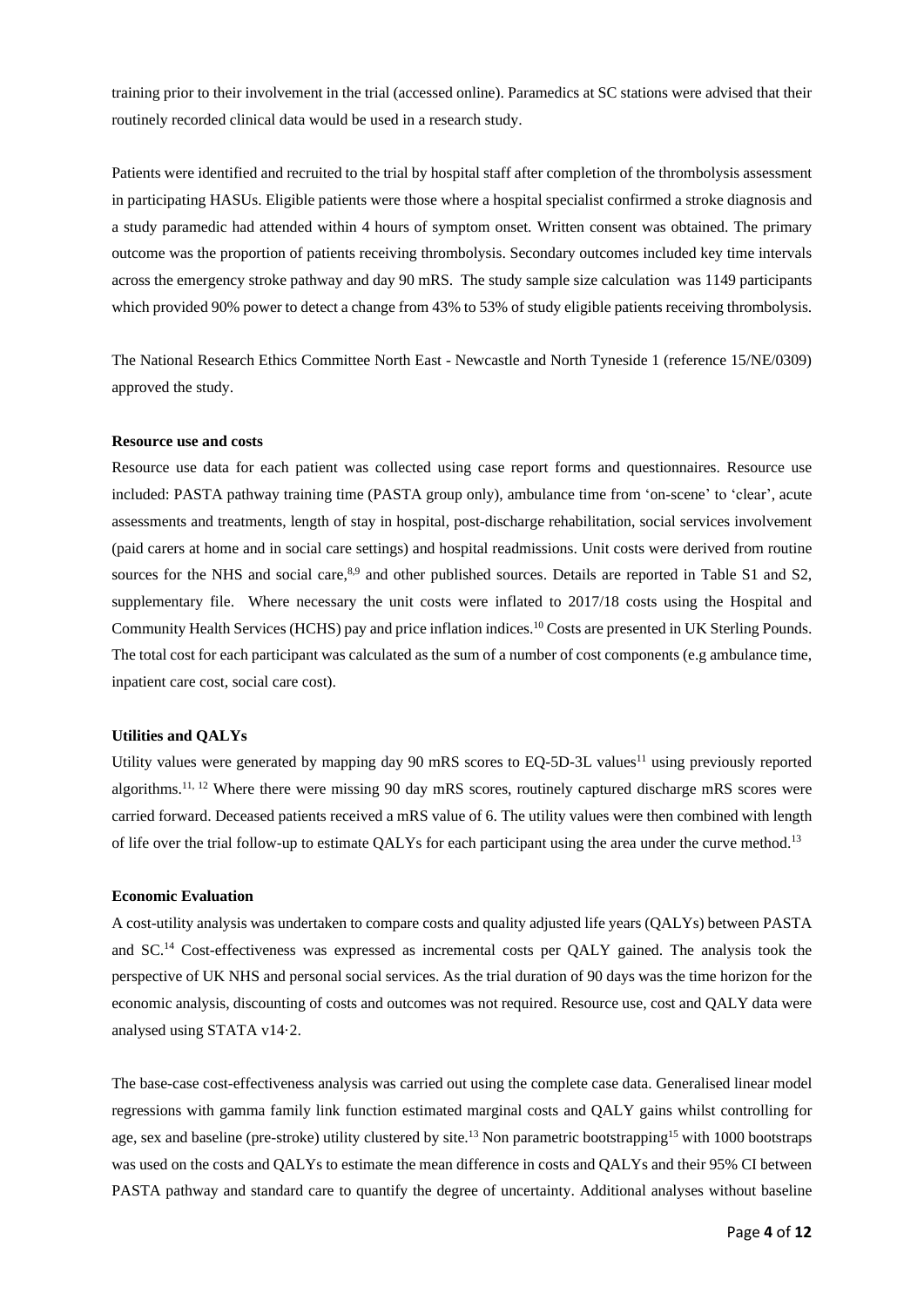training prior to their involvement in the trial (accessed online). Paramedics at SC stations were advised that their routinely recorded clinical data would be used in a research study.

Patients were identified and recruited to the trial by hospital staff after completion of the thrombolysis assessment in participating HASUs. Eligible patients were those where a hospital specialist confirmed a stroke diagnosis and a study paramedic had attended within 4 hours of symptom onset. Written consent was obtained. The primary outcome was the proportion of patients receiving thrombolysis. Secondary outcomes included key time intervals across the emergency stroke pathway and day 90 mRS. The study sample size calculation was 1149 participants which provided 90% power to detect a change from 43% to 53% of study eligible patients receiving thrombolysis.

The National Research Ethics Committee North East - Newcastle and North Tyneside 1 (reference 15/NE/0309) approved the study.

**Resource use and costs**

Resource use data for each patient was collected using case report forms and questionnaires. Resource use included: PASTA pathway training time (PASTA group only), ambulance time from 'on-scene' to 'clear', acute assessments and treatments, length of stay in hospital, post-discharge rehabilitation, social services involvement (paid carers at home and in social care settings) and hospital readmissions. Unit costs were derived from routine sources for the NHS and social care,[8,9] and other published sources. Details are reported in Table S1 and S2, supplementary file. Where necessary the unit costs were inflated to 2017/18 costs using the Hospital and Community Health Services (HCHS) pay and price inflation indices.[10] Costs are presented in UK Sterling Pounds. The total cost for each participant was calculated as the sum of a number of cost components (e.g ambulance time, inpatient care cost, social care cost).

**Utilities and QALYs**

Utility values were generated by mapping day 90 mRS scores to EQ-5D-3L values[11] using previously reported algorithms.[11, 12] Where there were missing 90 day mRS scores, routinely captured discharge mRS scores were carried forward. Deceased patients received a mRS value of 6. The utility values were then combined with length of life over the trial follow-up to estimate QALYs for each participant using the area under the curve method.[13]

**Economic Evaluation**

A cost-utility analysis was undertaken to compare costs and quality adjusted life years (QALYs) between PASTA and SC.[14] Cost-effectiveness was expressed as incremental costs per QALY gained. The analysis took the perspective of UK NHS and personal social services. As the trial duration of 90 days was the time horizon for the economic analysis, discounting of costs and outcomes was not required. Resource use, cost and QALY data were analysed using STATA v14·2.

The base-case cost-effectiveness analysis was carried out using the complete case data. Generalised linear model regressions with gamma family link function estimated marginal costs and QALY gains whilst controlling for age, sex and baseline (pre-stroke) utility clustered by site.[13] Non parametric bootstrapping[15] with 1000 bootstraps was used on the costs and QALYs to estimate the mean difference in costs and QALYs and their 95% CI between PASTA pathway and standard care to quantify the degree of uncertainty. Additional analyses without baseline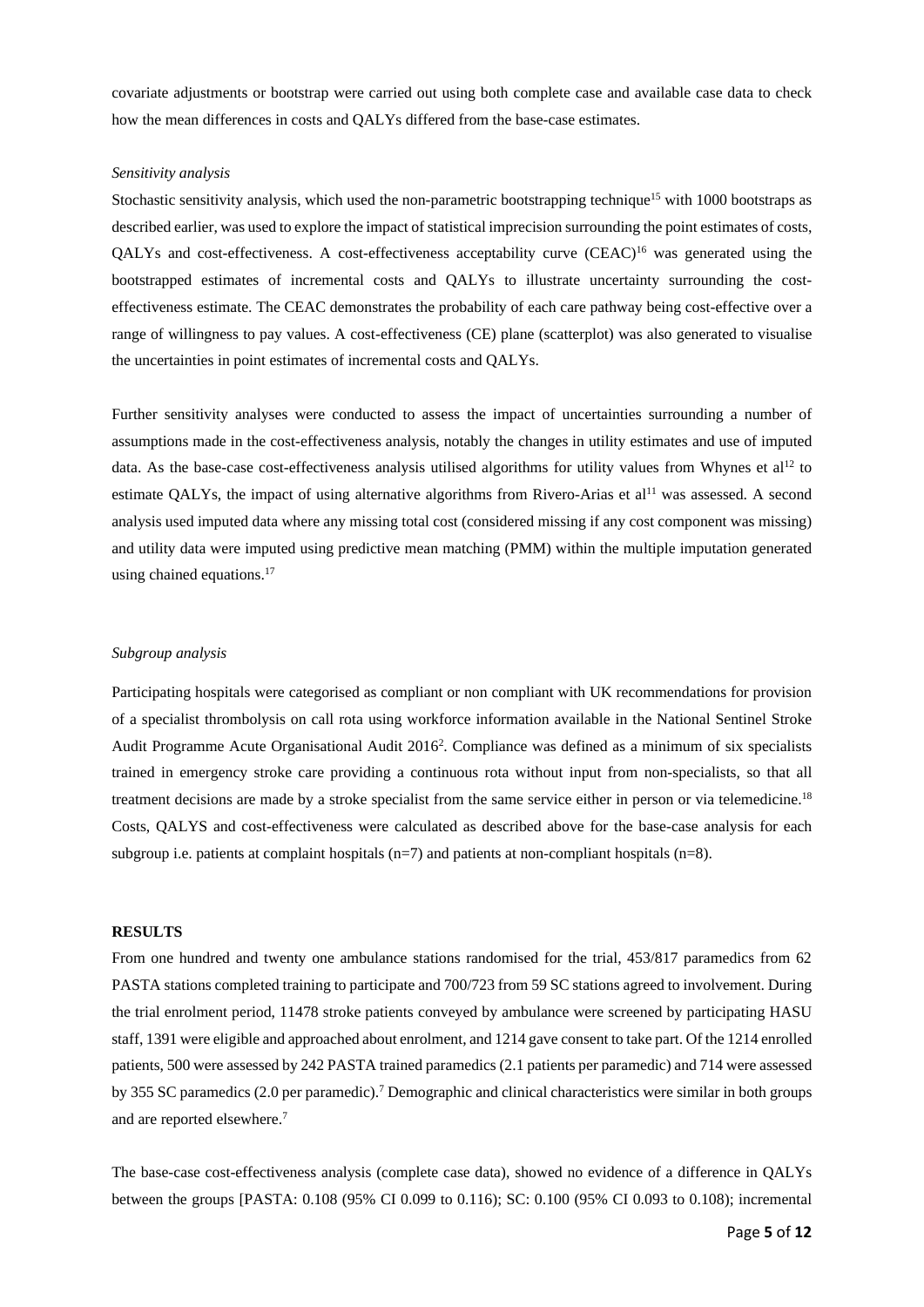covariate adjustments or bootstrap were carried out using both complete case and available case data to check how the mean differences in costs and QALYs differed from the base-case estimates.

*Sensitivity analysis*

Stochastic sensitivity analysis, which used the non-parametric bootstrapping technique[15] with 1000 bootstraps as described earlier, was used to explore the impact of statistical imprecision surrounding the point estimates of costs, QALYs and cost-effectiveness. A cost-effectiveness acceptability curve (CEAC)[16] was generated using the bootstrapped estimates of incremental costs and QALYs to illustrate uncertainty surrounding the cost-effectiveness estimate. The CEAC demonstrates the probability of each care pathway being cost-effective over a range of willingness to pay values. A cost-effectiveness (CE) plane (scatterplot) was also generated to visualise the uncertainties in point estimates of incremental costs and QALYs.

Further sensitivity analyses were conducted to assess the impact of uncertainties surrounding a number of assumptions made in the cost-effectiveness analysis, notably the changes in utility estimates and use of imputed data. As the base-case cost-effectiveness analysis utilised algorithms for utility values from Whynes et al[12] to estimate QALYs, the impact of using alternative algorithms from Rivero-Arias et al[11] was assessed. A second analysis used imputed data where any missing total cost (considered missing if any cost component was missing) and utility data were imputed using predictive mean matching (PMM) within the multiple imputation generated using chained equations.[17]

*Subgroup analysis*

Participating hospitals were categorised as compliant or non compliant with UK recommendations for provision of a specialist thrombolysis on call rota using workforce information available in the National Sentinel Stroke Audit Programme Acute Organisational Audit 2016[2]. Compliance was defined as a minimum of six specialists trained in emergency stroke care providing a continuous rota without input from non-specialists, so that all treatment decisions are made by a stroke specialist from the same service either in person or via telemedicine.[18] Costs, QALYS and cost-effectiveness were calculated as described above for the base-case analysis for each subgroup i.e. patients at complaint hospitals (n=7) and patients at non-compliant hospitals (n=8).

**RESULTS**

From one hundred and twenty one ambulance stations randomised for the trial, 453/817 paramedics from 62 PASTA stations completed training to participate and 700/723 from 59 SC stations agreed to involvement. During the trial enrolment period, 11478 stroke patients conveyed by ambulance were screened by participating HASU staff, 1391 were eligible and approached about enrolment, and 1214 gave consent to take part. Of the 1214 enrolled patients, 500 were assessed by 242 PASTA trained paramedics (2.1 patients per paramedic) and 714 were assessed by 355 SC paramedics (2.0 per paramedic).[7] Demographic and clinical characteristics were similar in both groups and are reported elsewhere.[7]

The base-case cost-effectiveness analysis (complete case data), showed no evidence of a difference in QALYs between the groups [PASTA: 0.108 (95% CI 0.099 to 0.116); SC: 0.100 (95% CI 0.093 to 0.108); incremental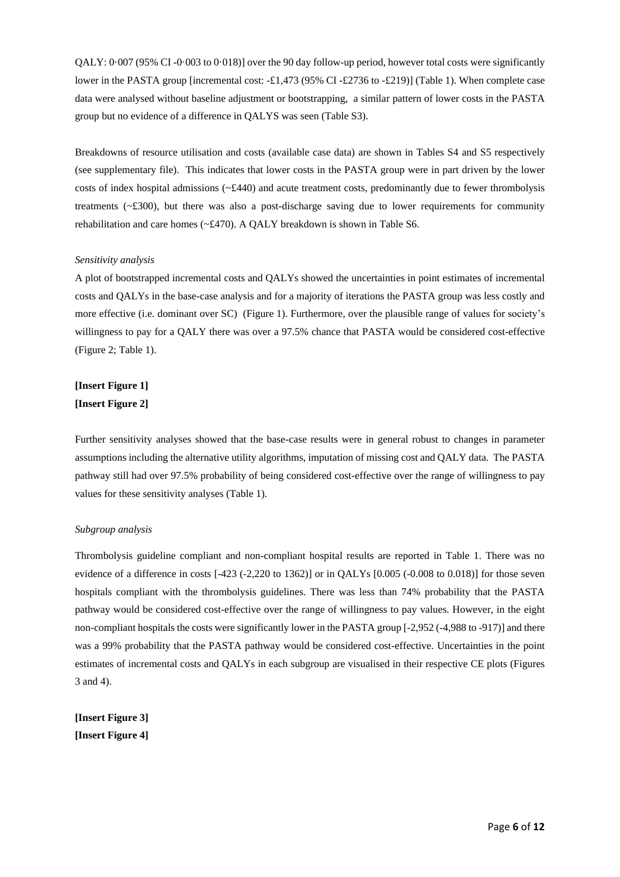QALY: 0·007 (95% CI -0·003 to 0·018)] over the 90 day follow-up period, however total costs were significantly lower in the PASTA group [incremental cost: -£1,473 (95% CI -£2736 to -£219)] (Table 1). When complete case data were analysed without baseline adjustment or bootstrapping, a similar pattern of lower costs in the PASTA group but no evidence of a difference in QALYS was seen (Table S3).

Breakdowns of resource utilisation and costs (available case data) are shown in Tables S4 and S5 respectively (see supplementary file). This indicates that lower costs in the PASTA group were in part driven by the lower costs of index hospital admissions (~£440) and acute treatment costs, predominantly due to fewer thrombolysis treatments (~£300), but there was also a post-discharge saving due to lower requirements for community rehabilitation and care homes (~£470). A QALY breakdown is shown in Table S6.

*Sensitivity analysis*

A plot of bootstrapped incremental costs and QALYs showed the uncertainties in point estimates of incremental costs and QALYs in the base-case analysis and for a majority of iterations the PASTA group was less costly and more effective (i.e. dominant over SC) (Figure 1). Furthermore, over the plausible range of values for society's willingness to pay for a QALY there was over a 97.5% chance that PASTA would be considered cost-effective (Figure 2; Table 1).

**[Insert Figure 1]**

**[Insert Figure 2]**

Further sensitivity analyses showed that the base-case results were in general robust to changes in parameter assumptions including the alternative utility algorithms, imputation of missing cost and QALY data. The PASTA pathway still had over 97.5% probability of being considered cost-effective over the range of willingness to pay values for these sensitivity analyses (Table 1).

*Subgroup analysis*

Thrombolysis guideline compliant and non-compliant hospital results are reported in Table 1. There was no evidence of a difference in costs [-423 (-2,220 to 1362)] or in QALYs [0.005 (-0.008 to 0.018)] for those seven hospitals compliant with the thrombolysis guidelines. There was less than 74% probability that the PASTA pathway would be considered cost-effective over the range of willingness to pay values. However, in the eight non-compliant hospitals the costs were significantly lower in the PASTA group [-2,952 (-4,988 to -917)] and there was a 99% probability that the PASTA pathway would be considered cost-effective. Uncertainties in the point estimates of incremental costs and QALYs in each subgroup are visualised in their respective CE plots (Figures 3 and 4).

**[Insert Figure 3]**

**[Insert Figure 4]**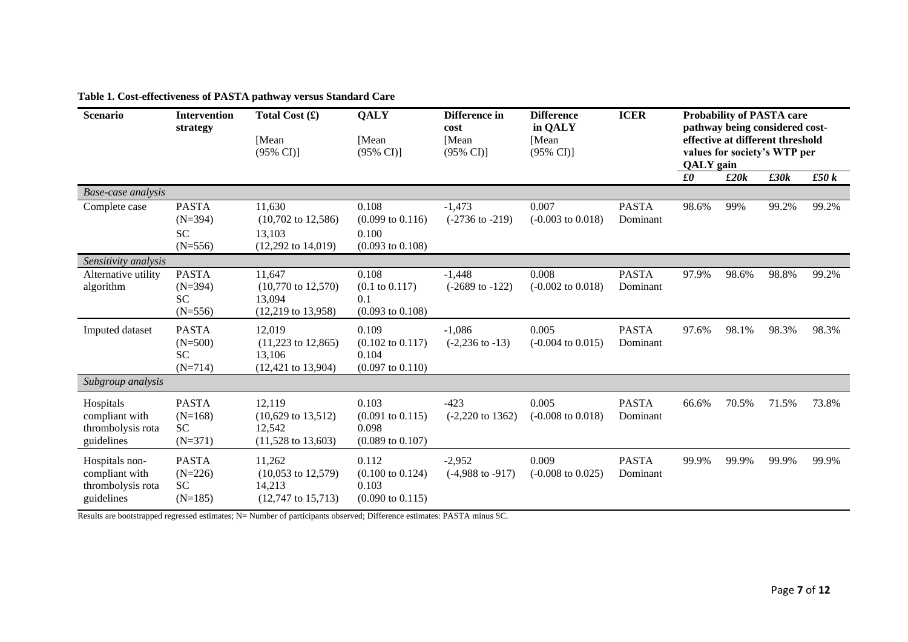**Table 1. Cost-effectiveness of PASTA pathway versus Standard Care**

| Scenario | Intervention strategy | Total Cost (£) [Mean (95% CI)] | QALY [Mean (95% CI)] | Difference in cost [Mean (95% CI)] | Difference in QALY [Mean (95% CI)] | ICER | Probability of PASTA care pathway being considered cost-effective at different threshold values for society's WTP per QALY gain | | | |
|---|---|---|---|---|---|---|---|---|---|---|
| | | | | | | | *£0* | *£20k* | *£30k* | *£50 k* |
| *Base-case analysis* | | | | | | | | | | |
| Complete case | PASTA (N=394) | 11,630 (10,702 to 12,586) | 0.108 (0.099 to 0.116) | -1,473 (-2736 to -219) | 0.007 (-0.003 to 0.018) | PASTA Dominant | 98.6% | 99% | 99.2% | 99.2% |
| | SC (N=556) | 13,103 (12,292 to 14,019) | 0.100 (0.093 to 0.108) | | | | | | | |
| *Sensitivity analysis* | | | | | | | | | | |
| Alternative utility algorithm | PASTA (N=394) | 11,647 (10,770 to 12,570) | 0.108 (0.1 to 0.117) | -1,448 (-2689 to -122) | 0.008 (-0.002 to 0.018) | PASTA Dominant | 97.9% | 98.6% | 98.8% | 99.2% |
| | SC (N=556) | 13,094 (12,219 to 13,958) | 0.1 (0.093 to 0.108) | | | | | | | |
| Imputed dataset | PASTA (N=500) | 12,019 (11,223 to 12,865) | 0.109 (0.102 to 0.117) | -1,086 (-2,236 to -13) | 0.005 (-0.004 to 0.015) | PASTA Dominant | 97.6% | 98.1% | 98.3% | 98.3% |
| | SC (N=714) | 13,106 (12,421 to 13,904) | 0.104 (0.097 to 0.110) | | | | | | | |
| *Subgroup analysis* | | | | | | | | | | |
| Hospitals compliant with thrombolysis rota guidelines | PASTA (N=168) | 12,119 (10,629 to 13,512) | 0.103 (0.091 to 0.115) | -423 (-2,220 to 1362) | 0.005 (-0.008 to 0.018) | PASTA Dominant | 66.6% | 70.5% | 71.5% | 73.8% |
| | SC (N=371) | 12,542 (11,528 to 13,603) | 0.098 (0.089 to 0.107) | | | | | | | |
| Hospitals non-compliant with thrombolysis rota guidelines | PASTA (N=226) | 11,262 (10,053 to 12,579) | 0.112 (0.100 to 0.124) | -2,952 (-4,988 to -917) | 0.009 (-0.008 to 0.025) | PASTA Dominant | 99.9% | 99.9% | 99.9% | 99.9% |
| | SC (N=185) | 14,213 (12,747 to 15,713) | 0.103 (0.090 to 0.115) | | | | | | | |

Results are bootstrapped regressed estimates; N= Number of participants observed; Difference estimates: PASTA minus SC.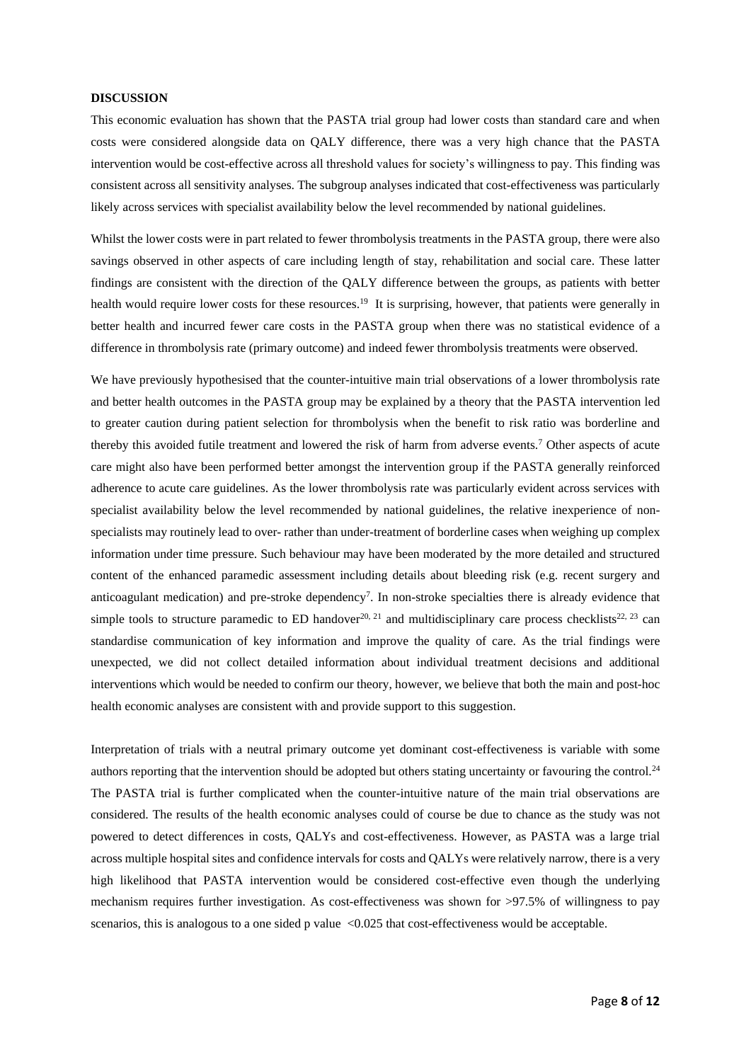**DISCUSSION**

This economic evaluation has shown that the PASTA trial group had lower costs than standard care and when costs were considered alongside data on QALY difference, there was a very high chance that the PASTA intervention would be cost-effective across all threshold values for society's willingness to pay. This finding was consistent across all sensitivity analyses. The subgroup analyses indicated that cost-effectiveness was particularly likely across services with specialist availability below the level recommended by national guidelines.

Whilst the lower costs were in part related to fewer thrombolysis treatments in the PASTA group, there were also savings observed in other aspects of care including length of stay, rehabilitation and social care. These latter findings are consistent with the direction of the QALY difference between the groups, as patients with better health would require lower costs for these resources.[19] It is surprising, however, that patients were generally in better health and incurred fewer care costs in the PASTA group when there was no statistical evidence of a difference in thrombolysis rate (primary outcome) and indeed fewer thrombolysis treatments were observed.

We have previously hypothesised that the counter-intuitive main trial observations of a lower thrombolysis rate and better health outcomes in the PASTA group may be explained by a theory that the PASTA intervention led to greater caution during patient selection for thrombolysis when the benefit to risk ratio was borderline and thereby this avoided futile treatment and lowered the risk of harm from adverse events.[7] Other aspects of acute care might also have been performed better amongst the intervention group if the PASTA generally reinforced adherence to acute care guidelines. As the lower thrombolysis rate was particularly evident across services with specialist availability below the level recommended by national guidelines, the relative inexperience of non-specialists may routinely lead to over- rather than under-treatment of borderline cases when weighing up complex information under time pressure. Such behaviour may have been moderated by the more detailed and structured content of the enhanced paramedic assessment including details about bleeding risk (e.g. recent surgery and anticoagulant medication) and pre-stroke dependency[7]. In non-stroke specialties there is already evidence that simple tools to structure paramedic to ED handover[20, 21] and multidisciplinary care process checklists[22, 23] can standardise communication of key information and improve the quality of care. As the trial findings were unexpected, we did not collect detailed information about individual treatment decisions and additional interventions which would be needed to confirm our theory, however, we believe that both the main and post-hoc health economic analyses are consistent with and provide support to this suggestion.

Interpretation of trials with a neutral primary outcome yet dominant cost-effectiveness is variable with some authors reporting that the intervention should be adopted but others stating uncertainty or favouring the control.[24] The PASTA trial is further complicated when the counter-intuitive nature of the main trial observations are considered. The results of the health economic analyses could of course be due to chance as the study was not powered to detect differences in costs, QALYs and cost-effectiveness. However, as PASTA was a large trial across multiple hospital sites and confidence intervals for costs and QALYs were relatively narrow, there is a very high likelihood that PASTA intervention would be considered cost-effective even though the underlying mechanism requires further investigation. As cost-effectiveness was shown for >97.5% of willingness to pay scenarios, this is analogous to a one sided p value $<0.025$ that cost-effectiveness would be acceptable.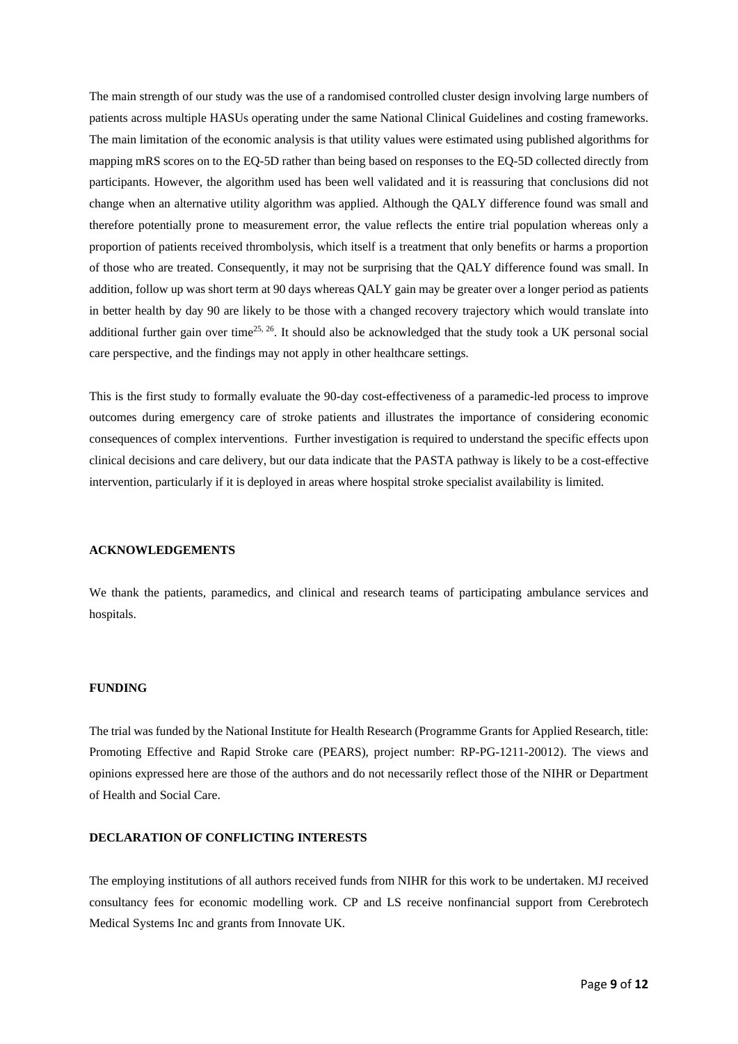The main strength of our study was the use of a randomised controlled cluster design involving large numbers of patients across multiple HASUs operating under the same National Clinical Guidelines and costing frameworks. The main limitation of the economic analysis is that utility values were estimated using published algorithms for mapping mRS scores on to the EQ-5D rather than being based on responses to the EQ-5D collected directly from participants. However, the algorithm used has been well validated and it is reassuring that conclusions did not change when an alternative utility algorithm was applied. Although the QALY difference found was small and therefore potentially prone to measurement error, the value reflects the entire trial population whereas only a proportion of patients received thrombolysis, which itself is a treatment that only benefits or harms a proportion of those who are treated. Consequently, it may not be surprising that the QALY difference found was small. In addition, follow up was short term at 90 days whereas QALY gain may be greater over a longer period as patients in better health by day 90 are likely to be those with a changed recovery trajectory which would translate into additional further gain over time[25, 26]. It should also be acknowledged that the study took a UK personal social care perspective, and the findings may not apply in other healthcare settings.

This is the first study to formally evaluate the 90-day cost-effectiveness of a paramedic-led process to improve outcomes during emergency care of stroke patients and illustrates the importance of considering economic consequences of complex interventions. Further investigation is required to understand the specific effects upon clinical decisions and care delivery, but our data indicate that the PASTA pathway is likely to be a cost-effective intervention, particularly if it is deployed in areas where hospital stroke specialist availability is limited.

## ACKNOWLEDGEMENTS

We thank the patients, paramedics, and clinical and research teams of participating ambulance services and hospitals.

## FUNDING

The trial was funded by the National Institute for Health Research (Programme Grants for Applied Research, title: Promoting Effective and Rapid Stroke care (PEARS), project number: RP-PG-1211-20012). The views and opinions expressed here are those of the authors and do not necessarily reflect those of the NIHR or Department of Health and Social Care.

## DECLARATION OF CONFLICTING INTERESTS

The employing institutions of all authors received funds from NIHR for this work to be undertaken. MJ received consultancy fees for economic modelling work. CP and LS receive nonfinancial support from Cerebrotech Medical Systems Inc and grants from Innovate UK.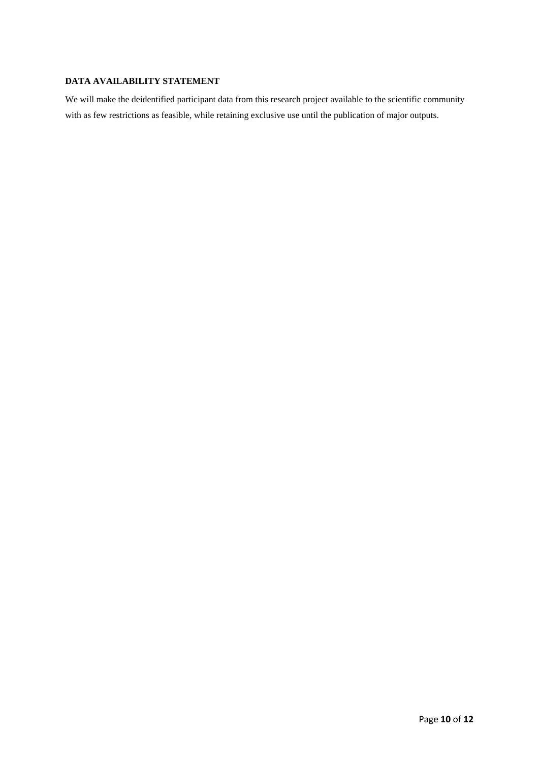## DATA AVAILABILITY STATEMENT

We will make the deidentified participant data from this research project available to the scientific community with as few restrictions as feasible, while retaining exclusive use until the publication of major outputs.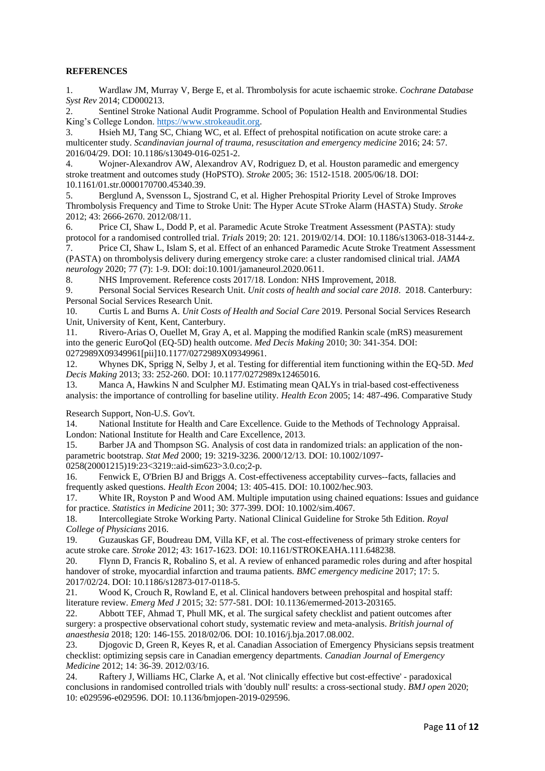**REFERENCES**

1. Wardlaw JM, Murray V, Berge E, et al. Thrombolysis for acute ischaemic stroke. *Cochrane Database Syst Rev* 2014; CD000213.
2. Sentinel Stroke National Audit Programme. School of Population Health and Environmental Studies King's College London. https://www.strokeaudit.org.
3. Hsieh MJ, Tang SC, Chiang WC, et al. Effect of prehospital notification on acute stroke care: a multicenter study. *Scandinavian journal of trauma, resuscitation and emergency medicine* 2016; 24: 57. 2016/04/29. DOI: 10.1186/s13049-016-0251-2.
4. Wojner-Alexandrov AW, Alexandrov AV, Rodriguez D, et al. Houston paramedic and emergency stroke treatment and outcomes study (HoPSTO). *Stroke* 2005; 36: 1512-1518. 2005/06/18. DOI: 10.1161/01.str.0000170700.45340.39.
5. Berglund A, Svensson L, Sjostrand C, et al. Higher Prehospital Priority Level of Stroke Improves Thrombolysis Frequency and Time to Stroke Unit: The Hyper Acute STroke Alarm (HASTA) Study. *Stroke* 2012; 43: 2666-2670. 2012/08/11.
6. Price CI, Shaw L, Dodd P, et al. Paramedic Acute Stroke Treatment Assessment (PASTA): study protocol for a randomised controlled trial. *Trials* 2019; 20: 121. 2019/02/14. DOI: 10.1186/s13063-018-3144-z.
7. Price CI, Shaw L, Islam S, et al. Effect of an enhanced Paramedic Acute Stroke Treatment Assessment (PASTA) on thrombolysis delivery during emergency stroke care: a cluster randomised clinical trial. *JAMA neurology* 2020; 77 (7): 1-9. DOI: doi:10.1001/jamaneurol.2020.0611.
8. NHS Improvement. Reference costs 2017/18. London: NHS Improvement, 2018.
9. Personal Social Services Research Unit. *Unit costs of health and social care 2018*. 2018. Canterbury: Personal Social Services Research Unit.
10. Curtis L and Burns A. *Unit Costs of Health and Social Care* 2019. Personal Social Services Research Unit, University of Kent, Kent, Canterbury.
11. Rivero-Arias O, Ouellet M, Gray A, et al. Mapping the modified Rankin scale (mRS) measurement into the generic EuroQol (EQ-5D) health outcome. *Med Decis Making* 2010; 30: 341-354. DOI: 0272989X09349961[pii]10.1177/0272989X09349961.
12. Whynes DK, Sprigg N, Selby J, et al. Testing for differential item functioning within the EQ-5D. *Med Decis Making* 2013; 33: 252-260. DOI: 10.1177/0272989x12465016.
13. Manca A, Hawkins N and Sculpher MJ. Estimating mean QALYs in trial-based cost-effectiveness analysis: the importance of controlling for baseline utility. *Health Econ* 2005; 14: 487-496. Comparative Study Research Support, Non-U.S. Gov't.
14. National Institute for Health and Care Excellence. Guide to the Methods of Technology Appraisal. London: National Institute for Health and Care Excellence, 2013.
15. Barber JA and Thompson SG. Analysis of cost data in randomized trials: an application of the non-parametric bootstrap. *Stat Med* 2000; 19: 3219-3236. 2000/12/13. DOI: 10.1002/1097-0258(20001215)19:23<3219::aid-sim623>3.0.co;2-p.
16. Fenwick E, O'Brien BJ and Briggs A. Cost-effectiveness acceptability curves--facts, fallacies and frequently asked questions. *Health Econ* 2004; 13: 405-415. DOI: 10.1002/hec.903.
17. White IR, Royston P and Wood AM. Multiple imputation using chained equations: Issues and guidance for practice. *Statistics in Medicine* 2011; 30: 377-399. DOI: 10.1002/sim.4067.
18. Intercollegiate Stroke Working Party. National Clinical Guideline for Stroke 5th Edition. *Royal College of Physicians* 2016.
19. Guzauskas GF, Boudreau DM, Villa KF, et al. The cost-effectiveness of primary stroke centers for acute stroke care. *Stroke* 2012; 43: 1617-1623. DOI: 10.1161/STROKEAHA.111.648238.
20. Flynn D, Francis R, Robalino S, et al. A review of enhanced paramedic roles during and after hospital handover of stroke, myocardial infarction and trauma patients. *BMC emergency medicine* 2017; 17: 5. 2017/02/24. DOI: 10.1186/s12873-017-0118-5.
21. Wood K, Crouch R, Rowland E, et al. Clinical handovers between prehospital and hospital staff: literature review. *Emerg Med J* 2015; 32: 577-581. DOI: 10.1136/emermed-2013-203165.
22. Abbott TEF, Ahmad T, Phull MK, et al. The surgical safety checklist and patient outcomes after surgery: a prospective observational cohort study, systematic review and meta-analysis. *British journal of anaesthesia* 2018; 120: 146-155. 2018/02/06. DOI: 10.1016/j.bja.2017.08.002.
23. Djogovic D, Green R, Keyes R, et al. Canadian Association of Emergency Physicians sepsis treatment checklist: optimizing sepsis care in Canadian emergency departments. *Canadian Journal of Emergency Medicine* 2012; 14: 36-39. 2012/03/16.
24. Raftery J, Williams HC, Clarke A, et al. 'Not clinically effective but cost-effective' - paradoxical conclusions in randomised controlled trials with 'doubly null' results: a cross-sectional study. *BMJ open* 2020; 10: e029596-e029596. DOI: 10.1136/bmjopen-2019-029596.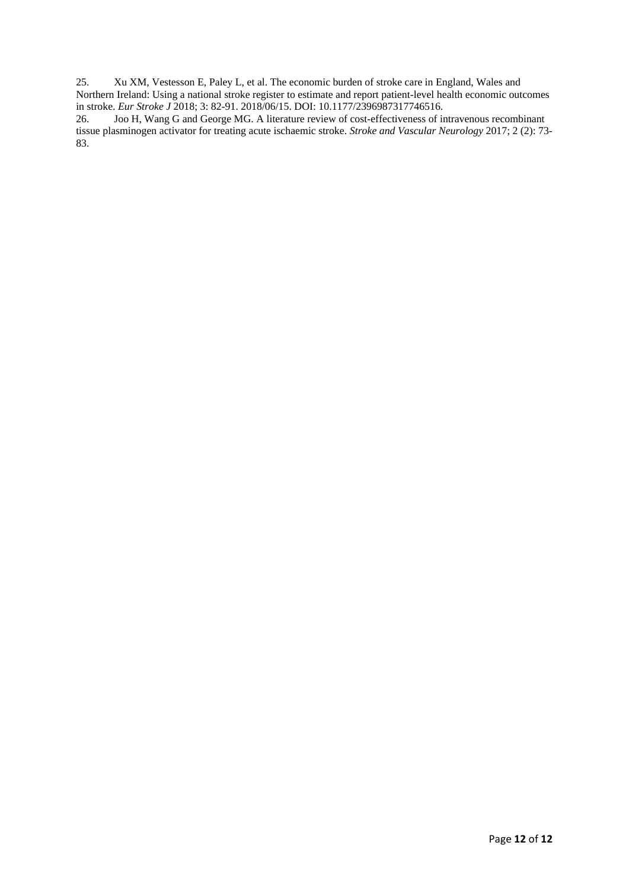25. Xu XM, Vestesson E, Paley L, et al. The economic burden of stroke care in England, Wales and Northern Ireland: Using a national stroke register to estimate and report patient-level health economic outcomes in stroke. *Eur Stroke J* 2018; 3: 82-91. 2018/06/15. DOI: 10.1177/2396987317746516.
26. Joo H, Wang G and George MG. A literature review of cost-effectiveness of intravenous recombinant tissue plasminogen activator for treating acute ischaemic stroke. *Stroke and Vascular Neurology* 2017; 2 (2): 73-83.